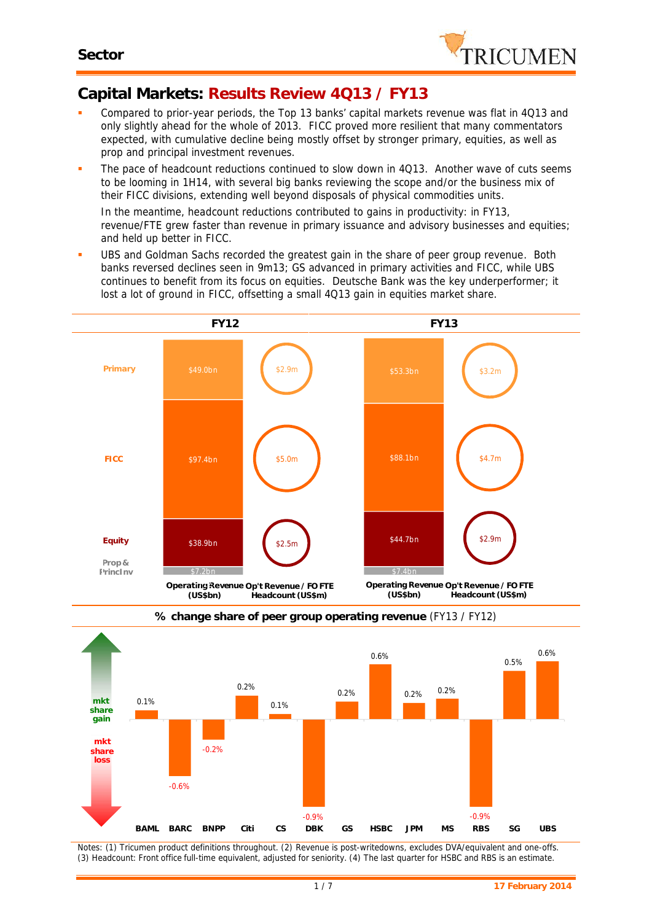**Sector**

# Capital Markets: Results Review 4Q13 / FY13

- Compared to prior-year periods, the Top 13 banks' capital markets revenue was flat in 4Q13 and only slightly ahead for the whole of 2013. FICC proved more resilient that many commentators expected, with cumulative decline being mostly offset by stronger primary, equities, as well as prop and principal investment revenues.
- The pace of headcount reductions continued to slow down in 4Q13. Another wave of cuts seems to be looming in 1H14, with several big banks reviewing the scope and/or the business mix of their FICC divisions, extending well beyond disposals of physical commodities units.

  In the meantime, headcount reductions contributed to gains in productivity: in FY13, revenue/FTE grew faster than revenue in primary issuance and advisory businesses and equities; and held up better in FICC.
- UBS and Goldman Sachs recorded the greatest gain in the share of peer group revenue. Both banks reversed declines seen in 9m13; GS advanced in primary activities and FICC, while UBS continues to benefit from its focus on equities. Deutsche Bank was the key underperformer; it lost a lot of ground in FICC, offsetting a small 4Q13 gain in equities market share.

| | FY12 Operating Revenue (US$bn) | FY12 Op't Revenue / FO FTE Headcount (US$m) | FY13 Operating Revenue (US$bn) | FY13 Op't Revenue / FO FTE Headcount (US$m) |
|---|---|---|---|---|
| Primary | $49.0bn | $2.9m | $53.3bn | $3.2m |
| FICC | $97.4bn | $5.0m | $88.1bn | $4.7m |
| Equity | $38.9bn | $2.5m | $44.7bn | $2.9m |
| Prop & Princ Inv | $7.2bn | | $7.4bn | |

**% change share of peer group operating revenue** (FY13 / FY12)

| BAML | BARC | BNPP | Citi | CS | DBK | GS | HSBC | JPM | MS | RBS | SG | UBS |
|---|---|---|---|---|---|---|---|---|---|---|---|---|
| 0.1% | -0.6% | -0.2% | 0.2% | 0.1% | -0.9% | 0.2% | 0.6% | 0.2% | 0.2% | -0.9% | 0.5% | 0.6% |

mkt share gain / mkt share loss

Notes: (1) Tricumen product definitions throughout. (2) Revenue is post-writedowns, excludes DVA/equivalent and one-offs. (3) Headcount: Front office full-time equivalent, adjusted for seniority. (4) The last quarter for HSBC and RBS is an estimate.

17 February 2014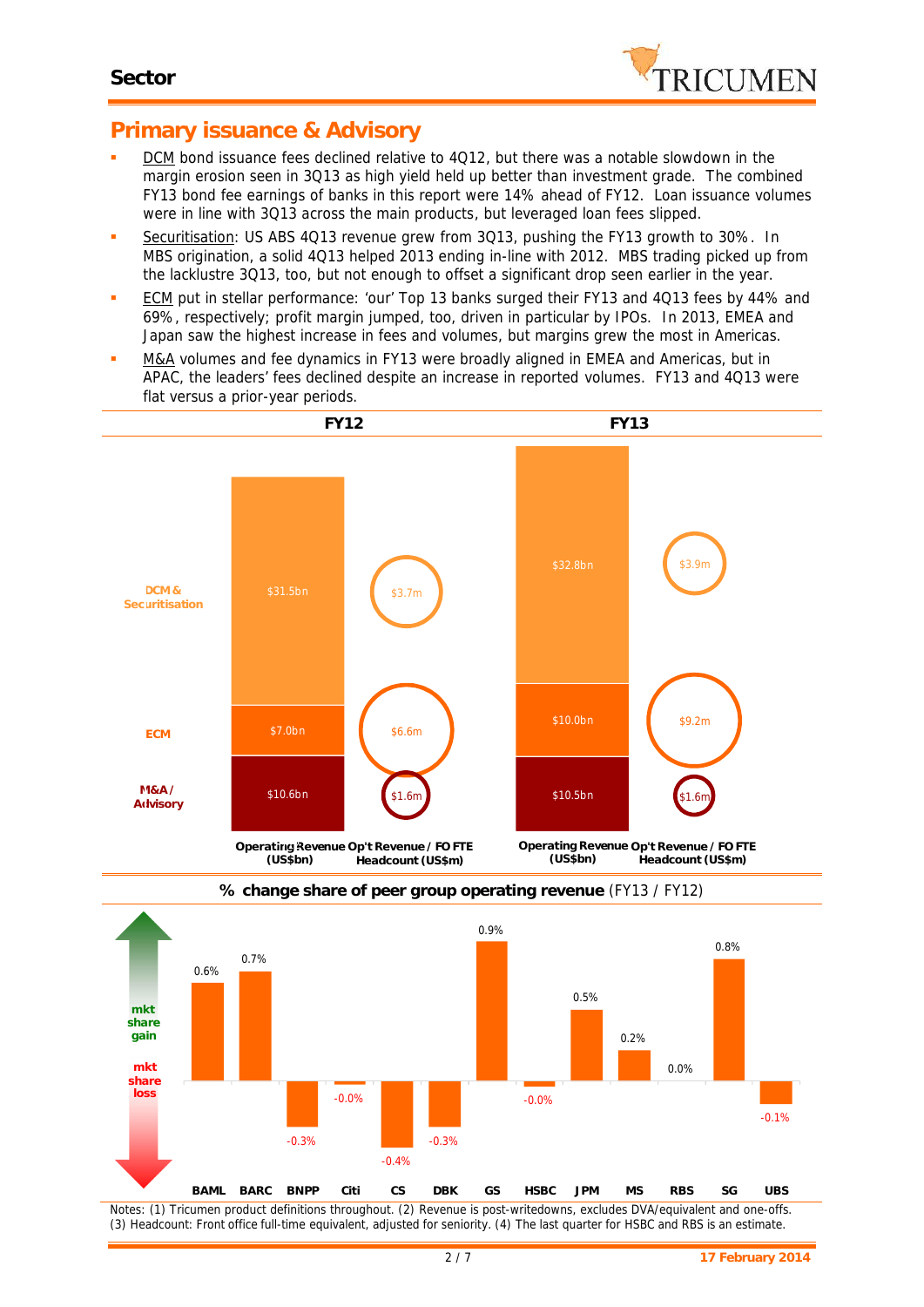## Primary issuance & Advisory

- DCM bond issuance fees declined relative to 4Q12, but there was a notable slowdown in the margin erosion seen in 3Q13 as high yield held up better than investment grade. The combined FY13 bond fee earnings of banks in this report were 14% ahead of FY12. Loan issuance volumes were in line with 3Q13 across the main products, but leveraged loan fees slipped.
- Securitisation: US ABS 4Q13 revenue grew from 3Q13, pushing the FY13 growth to 30%. In MBS origination, a solid 4Q13 helped 2013 ending in-line with 2012. MBS trading picked up from the lacklustre 3Q13, too, but not enough to offset a significant drop seen earlier in the year.
- ECM put in stellar performance: 'our' Top 13 banks surged their FY13 and 4Q13 fees by 44% and 69%, respectively; profit margin jumped, too, driven in particular by IPOs. In 2013, EMEA and Japan saw the highest increase in fees and volumes, but margins grew the most in Americas.
- M&A volumes and fee dynamics in FY13 were broadly aligned in EMEA and Americas, but in APAC, the leaders' fees declined despite an increase in reported volumes. FY13 and 4Q13 were flat versus a prior-year periods.

| | FY12 Operating Revenue (US$bn) | FY12 Op't Revenue / FO FTE Headcount (US$m) | FY13 Operating Revenue (US$bn) | FY13 Op't Revenue / FO FTE Headcount (US$m) |
|---|---|---|---|---|
| DCM & Securitisation | $31.5bn | $3.7m | $32.8bn | $3.9m |
| ECM | $7.0bn | $6.6m | $10.0bn | $9.2m |
| M&A / Advisory | $10.6bn | $1.6m | $10.5bn | $1.6m |

**% change share of peer group operating revenue** (FY13 / FY12)

| BAML | BARC | BNPP | Citi | CS | DBK | GS | HSBC | JPM | MS | RBS | SG | UBS |
|---|---|---|---|---|---|---|---|---|---|---|---|---|
| 0.6% | 0.7% | -0.3% | -0.0% | -0.4% | -0.3% | 0.9% | -0.0% | 0.5% | 0.2% | 0.0% | 0.8% | -0.1% |

mkt share gain / mkt share loss

Notes: (1) Tricumen product definitions throughout. (2) Revenue is post-writedowns, excludes DVA/equivalent and one-offs. (3) Headcount: Front office full-time equivalent, adjusted for seniority. (4) The last quarter for HSBC and RBS is an estimate.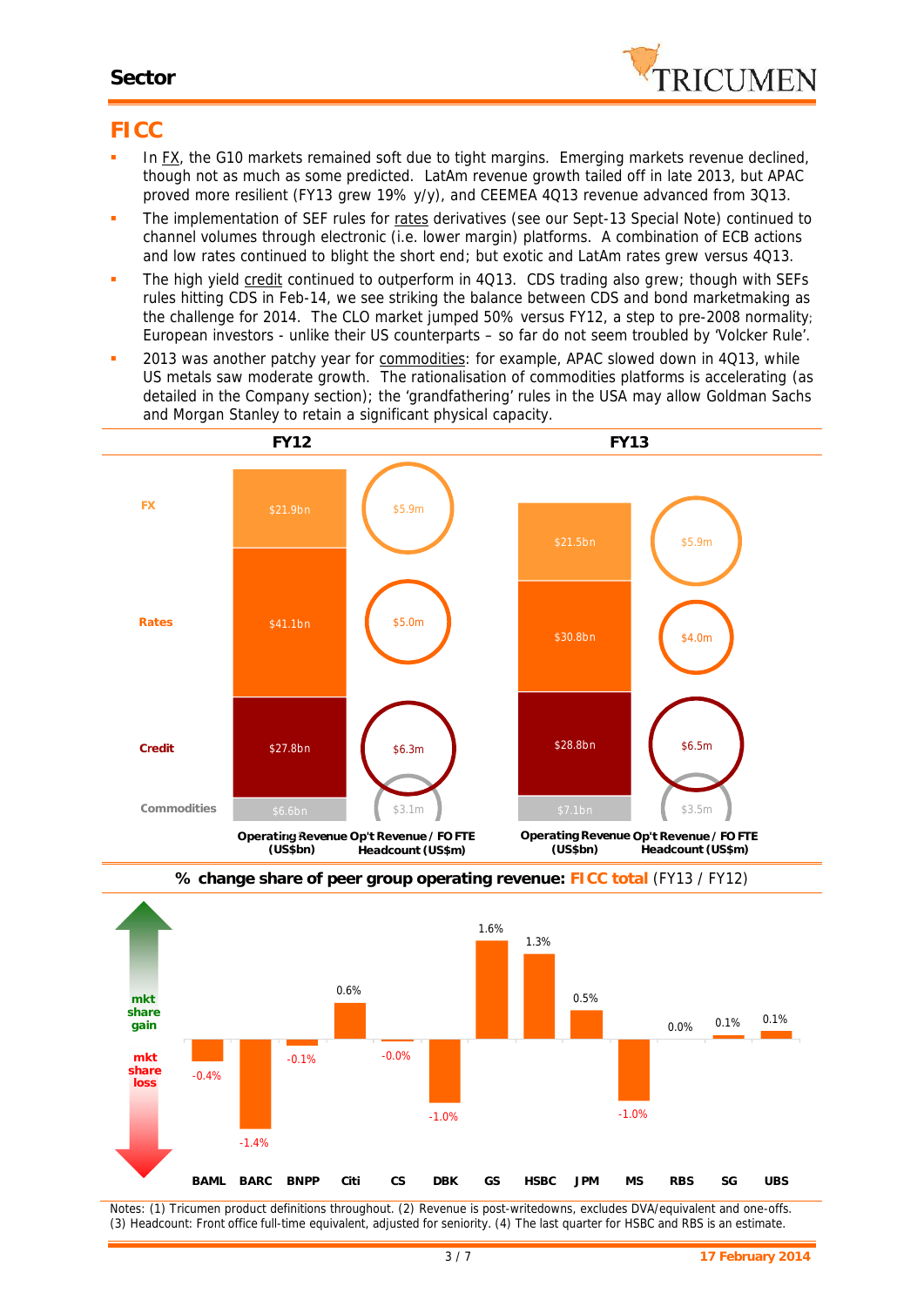# FICC

- In FX, the G10 markets remained soft due to tight margins. Emerging markets revenue declined, though not as much as some predicted. LatAm revenue growth tailed off in late 2013, but APAC proved more resilient (FY13 grew 19% y/y), and CEEMEA 4Q13 revenue advanced from 3Q13.
- The implementation of SEF rules for rates derivatives (see our Sept-13 Special Note) continued to channel volumes through electronic (i.e. lower margin) platforms. A combination of ECB actions and low rates continued to blight the short end; but exotic and LatAm rates grew versus 4Q13.
- The high yield credit continued to outperform in 4Q13. CDS trading also grew; though with SEFs rules hitting CDS in Feb-14, we see striking the balance between CDS and bond marketmaking as the challenge for 2014. The CLO market jumped 50% versus FY12, a step to pre-2008 normality; European investors - unlike their US counterparts – so far do not seem troubled by 'Volcker Rule'.
- 2013 was another patchy year for commodities: for example, APAC slowed down in 4Q13, while US metals saw moderate growth. The rationalisation of commodities platforms is accelerating (as detailed in the Company section); the 'grandfathering' rules in the USA may allow Goldman Sachs and Morgan Stanley to retain a significant physical capacity.

| | FY12 Operating Revenue (US$bn) | FY12 Op't Revenue / FO FTE Headcount (US$m) | FY13 Operating Revenue (US$bn) | FY13 Op't Revenue / FO FTE Headcount (US$m) |
|---|---|---|---|---|
| FX | $21.9bn | $5.9m | $21.5bn | $5.9m |
| Rates | $41.1bn | $5.0m | $30.8bn | $4.0m |
| Credit | $27.8bn | $6.3m | $28.8bn | $6.5m |
| Commodities | $6.6bn | $3.1m | $7.1bn | $3.5m |

**% change share of peer group operating revenue: FICC total** (FY13 / FY12)

| BAML | BARC | BNPP | Citi | CS | DBK | GS | HSBC | JPM | MS | RBS | SG | UBS |
|---|---|---|---|---|---|---|---|---|---|---|---|---|
| -0.4% | -1.4% | -0.1% | 0.6% | -0.0% | -1.0% | 1.6% | 1.3% | 0.5% | -1.0% | 0.0% | 0.1% | 0.1% |

Notes: (1) Tricumen product definitions throughout. (2) Revenue is post-writedowns, excludes DVA/equivalent and one-offs. (3) Headcount: Front office full-time equivalent, adjusted for seniority. (4) The last quarter for HSBC and RBS is an estimate.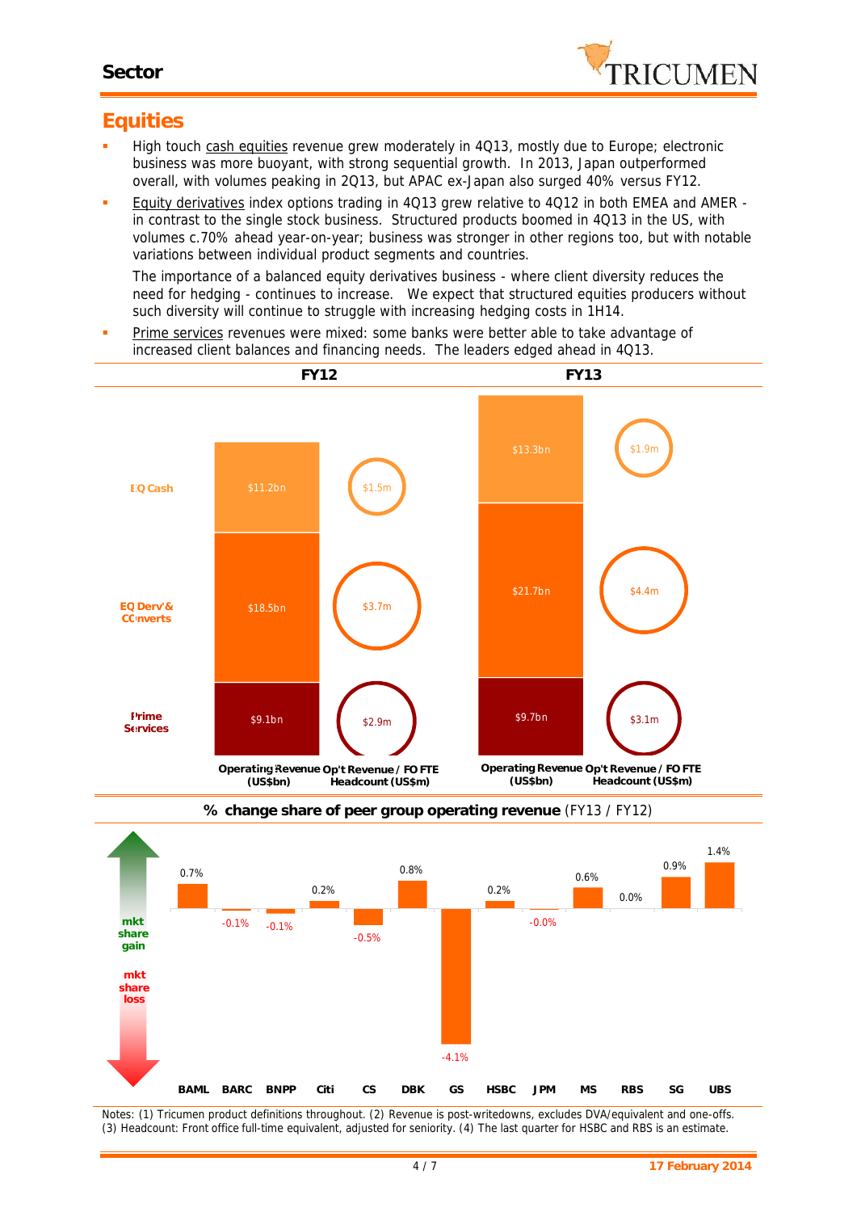## Equities

- High touch cash equities revenue grew moderately in 4Q13, mostly due to Europe; electronic business was more buoyant, with strong sequential growth. In 2013, Japan outperformed overall, with volumes peaking in 2Q13, but APAC ex-Japan also surged 40% versus FY12.
- Equity derivatives index options trading in 4Q13 grew relative to 4Q12 in both EMEA and AMER - in contrast to the single stock business. Structured products boomed in 4Q13 in the US, with volumes c.70% ahead year-on-year; business was stronger in other regions too, but with notable variations between individual product segments and countries.

  The importance of a balanced equity derivatives business - where client diversity reduces the need for hedging - continues to increase. We expect that structured equities producers without such diversity will continue to struggle with increasing hedging costs in 1H14.
- Prime services revenues were mixed: some banks were better able to take advantage of increased client balances and financing needs. The leaders edged ahead in 4Q13.

| | FY12 Operating Revenue (US$bn) | FY12 Op't Revenue / FO FTE Headcount (US$m) | FY13 Operating Revenue (US$bn) | FY13 Op't Revenue / FO FTE Headcount (US$m) |
|---|---|---|---|---|
| EQ Cash | $11.2bn | $1.5m | $13.3bn | $1.9m |
| EQ Derv's & Converts | $18.5bn | $3.7m | $21.7bn | $4.4m |
| Prime Services | $9.1bn | $2.9m | $9.7bn | $3.1m |

**% change share of peer group operating revenue** (FY13 / FY12)

| BAML | BARC | BNPP | Citi | CS | DBK | GS | HSBC | JPM | MS | RBS | SG | UBS |
|---|---|---|---|---|---|---|---|---|---|---|---|---|
| 0.7% | -0.1% | -0.1% | 0.2% | -0.5% | 0.8% | -4.1% | 0.2% | -0.0% | 0.6% | 0.0% | 0.9% | 1.4% |

(mkt share gain / mkt share loss)

Notes: (1) Tricumen product definitions throughout. (2) Revenue is post-writedowns, excludes DVA/equivalent and one-offs. (3) Headcount: Front office full-time equivalent, adjusted for seniority. (4) The last quarter for HSBC and RBS is an estimate.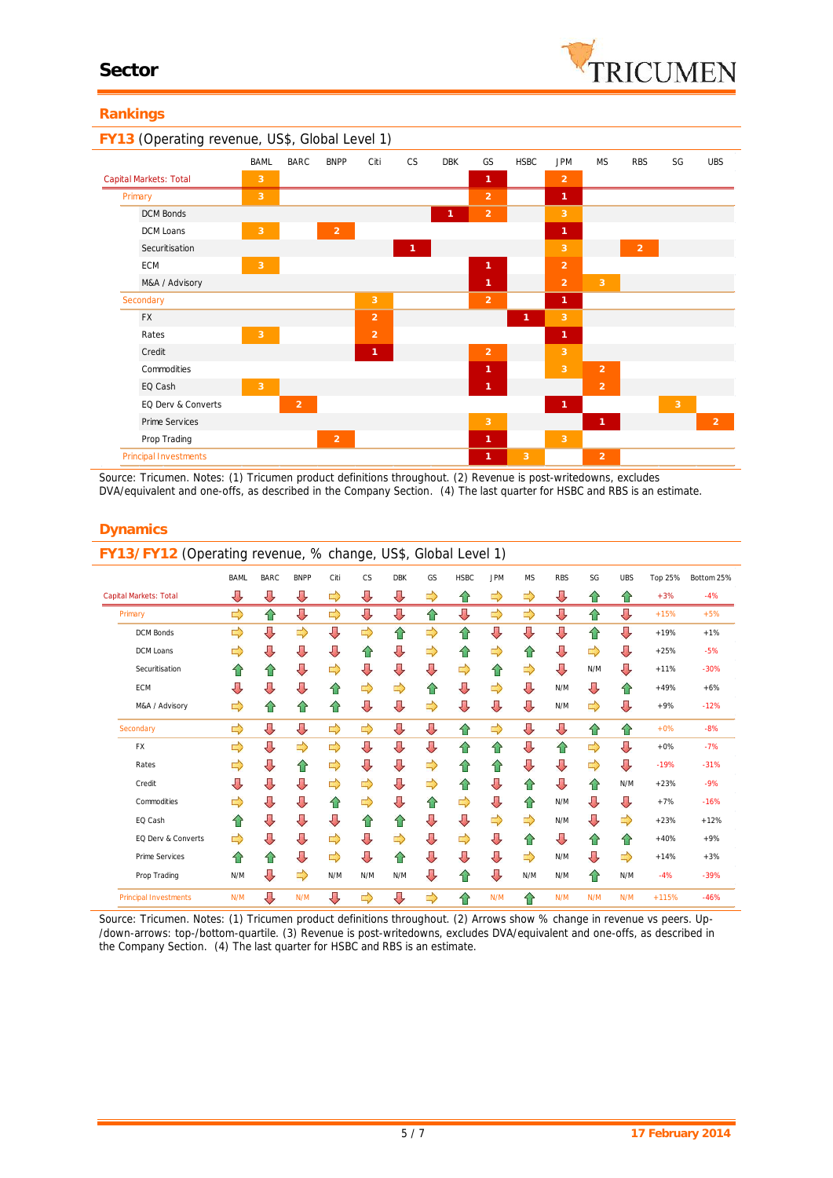# Sector

## Rankings

### FY13 (Operating revenue, US$, Global Level 1)

| | BAML | BARC | BNPP | Citi | CS | DBK | GS | HSBC | JPM | MS | RBS | SG | UBS |
|---|---|---|---|---|---|---|---|---|---|---|---|---|---|
| Capital Markets: Total | 3 | | | | | | 1 | | 2 | | | | |
| Primary | 3 | | | | | | 2 | | 1 | | | | |
| DCM Bonds | | | | | | 1 | 2 | | 3 | | | | |
| DCM Loans | 3 | | 2 | | | | | | 1 | | | | |
| Securitisation | | | | | 1 | | | | 3 | | 2 | | |
| ECM | 3 | | | | | | 1 | | 2 | | | | |
| M&A / Advisory | | | | | | | 1 | | 2 | 3 | | | |
| Secondary | | | | 3 | | | 2 | | 1 | | | | |
| FX | | | | 2 | | | | 1 | 3 | | | | |
| Rates | 3 | | | 2 | | | | | 1 | | | | |
| Credit | | | | 1 | | | 2 | | 3 | | | | |
| Commodities | | | | | | | 1 | | 3 | 2 | | | |
| EQ Cash | 3 | | | | | | 1 | | | 2 | | | |
| EQ Derv & Converts | | 2 | | | | | | | 1 | | | 3 | |
| Prime Services | | | | | | | 3 | | | 1 | | | 2 |
| Prop Trading | | | 2 | | | | 1 | | 3 | | | | |
| Principal Investments | | | | | | | 1 | 3 | | 2 | | | |

Source: Tricumen. Notes: (1) Tricumen product definitions throughout. (2) Revenue is post-writedowns, excludes DVA/equivalent and one-offs, as described in the Company Section. (4) The last quarter for HSBC and RBS is an estimate.

## Dynamics

### FY13/FY12 (Operating revenue, % change, US$, Global Level 1)

| | BAML | BARC | BNPP | Citi | CS | DBK | GS | HSBC | JPM | MS | RBS | SG | UBS | Top 25% | Bottom 25% |
|---|---|---|---|---|---|---|---|---|---|---|---|---|---|---|---|
| Capital Markets: Total | ↓ | ↓ | ↓ | → | ↓ | ↓ | → | ↑ | → | → | ↓ | ↑ | ↑ | +3% | -4% |
| Primary | → | ↑ | ↓ | → | ↓ | ↓ | ↑ | ↓ | → | → | ↓ | ↑ | ↓ | +15% | +5% |
| DCM Bonds | → | ↓ | → | ↓ | → | ↑ | → | ↑ | ↓ | ↓ | ↓ | ↑ | ↓ | +19% | +1% |
| DCM Loans | → | ↓ | ↓ | ↓ | ↑ | ↓ | → | ↑ | → | ↑ | ↓ | → | ↓ | +25% | -5% |
| Securitisation | ↑ | ↑ | ↓ | → | ↓ | ↓ | ↓ | → | ↑ | → | ↓ | N/M | ↓ | +11% | -30% |
| ECM | ↓ | ↓ | ↓ | ↑ | → | → | ↑ | ↓ | ↓ | ↓ | N/M | ↓ | ↑ | +49% | +6% |
| M&A / Advisory | → | ↑ | ↑ | ↑ | ↓ | ↓ | → | ↓ | ↓ | ↓ | N/M | → | ↓ | +9% | -12% |
| Secondary | → | ↓ | ↓ | → | → | ↓ | ↓ | ↑ | → | ↓ | ↓ | ↑ | ↑ | +0% | -8% |
| FX | → | ↓ | → | → | ↓ | ↓ | ↓ | ↑ | ↑ | ↓ | ↑ | → | ↓ | +0% | -7% |
| Rates | → | ↓ | ↑ | → | ↓ | ↓ | → | ↑ | ↑ | ↓ | ↓ | → | ↓ | -19% | -31% |
| Credit | ↓ | ↓ | ↓ | → | → | ↓ | → | ↑ | ↓ | ↑ | ↓ | ↑ | N/M | +23% | -9% |
| Commodities | → | ↓ | ↓ | ↑ | → | ↓ | ↑ | → | ↓ | ↑ | N/M | ↓ | ↓ | +7% | -16% |
| EQ Cash | ↑ | ↓ | ↓ | ↓ | ↑ | ↑ | ↓ | ↓ | → | → | N/M | ↓ | → | +23% | +12% |
| EQ Derv & Converts | → | ↓ | ↓ | → | ↓ | → | ↓ | → | ↓ | ↑ | ↓ | ↑ | ↑ | +40% | +9% |
| Prime Services | ↑ | ↑ | ↓ | → | ↓ | ↑ | ↓ | ↓ | ↓ | → | N/M | ↓ | → | +14% | +3% |
| Prop Trading | N/M | ↓ | → | N/M | N/M | N/M | ↓ | ↑ | ↓ | N/M | N/M | ↑ | N/M | -4% | -39% |
| Principal Investments | N/M | ↓ | N/M | ↓ | → | ↓ | → | ↑ | N/M | ↑ | N/M | N/M | N/M | +115% | -46% |

Source: Tricumen. Notes: (1) Tricumen product definitions throughout. (2) Arrows show % change in revenue vs peers. Up-/down-arrows: top-/bottom-quartile. (3) Revenue is post-writedowns, excludes DVA/equivalent and one-offs, as described in the Company Section. (4) The last quarter for HSBC and RBS is an estimate.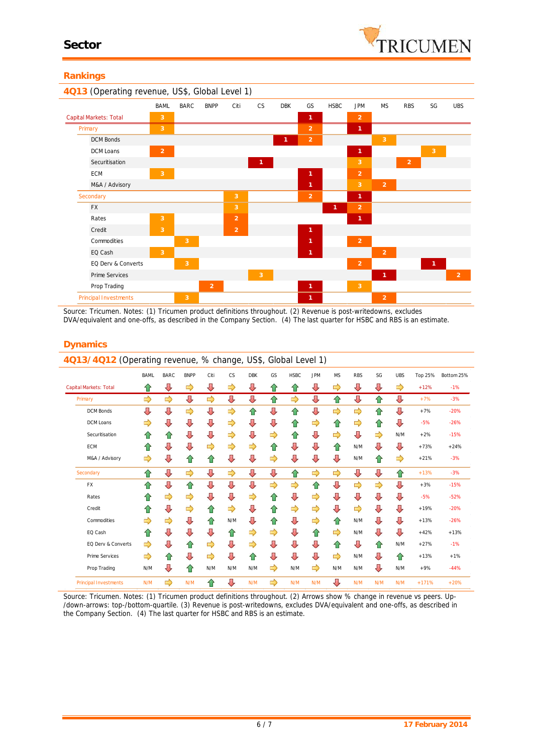# Sector

## Rankings

### 4Q13 (Operating revenue, US$, Global Level 1)

| | BAML | BARC | BNPP | Citi | CS | DBK | GS | HSBC | JPM | MS | RBS | SG | UBS |
|---|---|---|---|---|---|---|---|---|---|---|---|---|---|
| Capital Markets: Total | 3 | | | | | | 1 | | 2 | | | | |
| Primary | 3 | | | | | | 2 | | 1 | | | | |
| DCM Bonds | | | | | | 1 | 2 | | | 3 | | | |
| DCM Loans | 2 | | | | | | | | 1 | | | 3 | |
| Securitisation | | | | | 1 | | | | 3 | | 2 | | |
| ECM | 3 | | | | | | 1 | | 2 | | | | |
| M&A / Advisory | | | | | | | 1 | | 3 | 2 | | | |
| Secondary | | | | 3 | | | 2 | | 1 | | | | |
| FX | | | | 3 | | | | 1 | 2 | | | | |
| Rates | 3 | | | 2 | | | | | 1 | | | | |
| Credit | 3 | | | 2 | | | 1 | | | | | | |
| Commodities | | 3 | | | | | 1 | | 2 | | | | |
| EQ Cash | 3 | | | | | | 1 | | | 2 | | | |
| EQ Derv & Converts | | 3 | | | | | | | 2 | | | 1 | |
| Prime Services | | | | | 3 | | | | | 1 | | | 2 |
| Prop Trading | | | 2 | | | | 1 | | 3 | | | | |
| Principal Investments | | 3 | | | | | 1 | | | 2 | | | |

Source: Tricumen. Notes: (1) Tricumen product definitions throughout. (2) Revenue is post-writedowns, excludes DVA/equivalent and one-offs, as described in the Company Section. (4) The last quarter for HSBC and RBS is an estimate.

## Dynamics

### 4Q13/4Q12 (Operating revenue, % change, US$, Global Level 1)

| | BAML | BARC | BNPP | Citi | CS | DBK | GS | HSBC | JPM | MS | RBS | SG | UBS | Top 25% | Bottom 25% |
|---|---|---|---|---|---|---|---|---|---|---|---|---|---|---|---|
| Capital Markets: Total | ↑ | ↓ | → | ↓ | → | ↓ | ↑ | ↑ | ↓ | → | ↓ | ↓ | → | +12% | -1% |
| Primary | → | → | ↓ | → | ↓ | ↓ | ↑ | → | ↓ | ↑ | ↓ | ↑ | ↓ | +7% | -3% |
| DCM Bonds | ↓ | ↓ | → | ↓ | → | ↑ | ↓ | ↑ | ↓ | → | → | ↑ | ↓ | +7% | -20% |
| DCM Loans | → | ↓ | → | ↓ | → | ↓ | ↓ | ↑ | ↓ | ↑ | → | ↑ | ↓ | -5% | -26% |
| Securitisation | ↑ | ↑ | ↓ | ↓ | → | ↓ | → | ↑ | ↓ | → | ↓ | → | N/M | +2% | -15% |
| ECM | ↑ | ↓ | ↓ | → | → | → | ↑ | ↓ | ↓ | ↑ | N/M | ↓ | ↓ | +73% | +24% |
| M&A / Advisory | → | ↓ | ↑ | ↑ | ↓ | ↓ | → | ↓ | ↓ | ↓ | N/M | ↑ | → | +21% | -3% |
| Secondary | ↑ | ↓ | → | ↓ | → | ↓ | ↓ | ↑ | → | → | ↓ | ↓ | ↑ | +13% | -3% |
| FX | ↑ | ↓ | ↑ | ↓ | ↓ | ↓ | → | → | ↑ | ↓ | → | → | ↓ | +3% | -15% |
| Rates | ↑ | → | → | ↓ | ↓ | → | ↑ | ↓ | → | ↓ | ↓ | ↓ | ↓ | -5% | -52% |
| Credit | ↑ | ↓ | → | ↑ | → | ↓ | ↑ | → | ↓ | ↓ | → | ↓ | ↓ | +19% | -20% |
| Commodities | → | → | ↓ | ↑ | N/M | ↓ | ↑ | ↓ | → | ↑ | N/M | ↓ | ↓ | +13% | -26% |
| EQ Cash | ↑ | ↓ | ↓ | ↓ | ↑ | → | → | ↓ | ↑ | → | N/M | ↓ | ↓ | +42% | +13% |
| EQ Derv & Converts | → | ↓ | ↑ | → | ↓ | → | ↓ | ↓ | ↓ | ↑ | ↓ | ↑ | N/M | +27% | -1% |
| Prime Services | → | ↑ | ↓ | → | ↓ | ↑ | ↓ | ↓ | ↓ | → | N/M | ↓ | ↑ | +13% | +1% |
| Prop Trading | N/M | ↓ | ↑ | N/M | N/M | N/M | → | N/M | → | N/M | N/M | ↓ | N/M | +9% | -44% |
| Principal Investments | N/M | → | N/M | ↑ | ↓ | N/M | → | N/M | N/M | ↓ | N/M | N/M | N/M | +171% | +20% |

Source: Tricumen. Notes: (1) Tricumen product definitions throughout. (2) Arrows show % change in revenue vs peers. Up-/down-arrows: top-/bottom-quartile. (3) Revenue is post-writedowns, excludes DVA/equivalent and one-offs, as described in the Company Section. (4) The last quarter for HSBC and RBS is an estimate.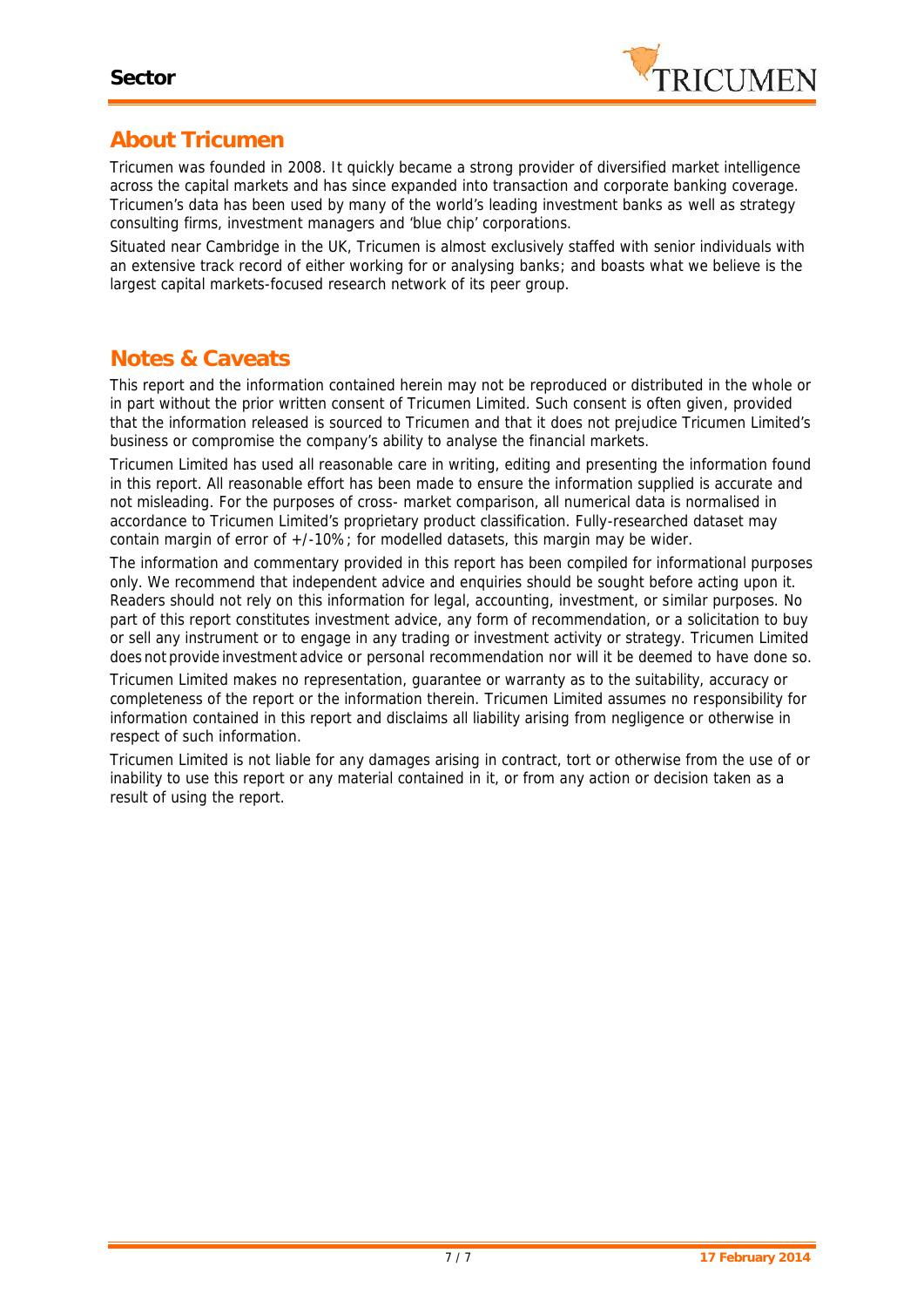## About Tricumen

Tricumen was founded in 2008. It quickly became a strong provider of diversified market intelligence across the capital markets and has since expanded into transaction and corporate banking coverage. Tricumen's data has been used by many of the world's leading investment banks as well as strategy consulting firms, investment managers and 'blue chip' corporations.

Situated near Cambridge in the UK, Tricumen is almost exclusively staffed with senior individuals with an extensive track record of either working for or analysing banks; and boasts what we believe is the largest capital markets-focused research network of its peer group.

## Notes & Caveats

This report and the information contained herein may not be reproduced or distributed in the whole or in part without the prior written consent of Tricumen Limited. Such consent is often given, provided that the information released is sourced to Tricumen and that it does not prejudice Tricumen Limited's business or compromise the company's ability to analyse the financial markets.

Tricumen Limited has used all reasonable care in writing, editing and presenting the information found in this report. All reasonable effort has been made to ensure the information supplied is accurate and not misleading. For the purposes of cross- market comparison, all numerical data is normalised in accordance to Tricumen Limited's proprietary product classification. Fully-researched dataset may contain margin of error of +/-10%; for modelled datasets, this margin may be wider.

The information and commentary provided in this report has been compiled for informational purposes only. We recommend that independent advice and enquiries should be sought before acting upon it. Readers should not rely on this information for legal, accounting, investment, or similar purposes. No part of this report constitutes investment advice, any form of recommendation, or a solicitation to buy or sell any instrument or to engage in any trading or investment activity or strategy. Tricumen Limited does not provide investment advice or personal recommendation nor will it be deemed to have done so.

Tricumen Limited makes no representation, guarantee or warranty as to the suitability, accuracy or completeness of the report or the information therein. Tricumen Limited assumes no responsibility for information contained in this report and disclaims all liability arising from negligence or otherwise in respect of such information.

Tricumen Limited is not liable for any damages arising in contract, tort or otherwise from the use of or inability to use this report or any material contained in it, or from any action or decision taken as a result of using the report.